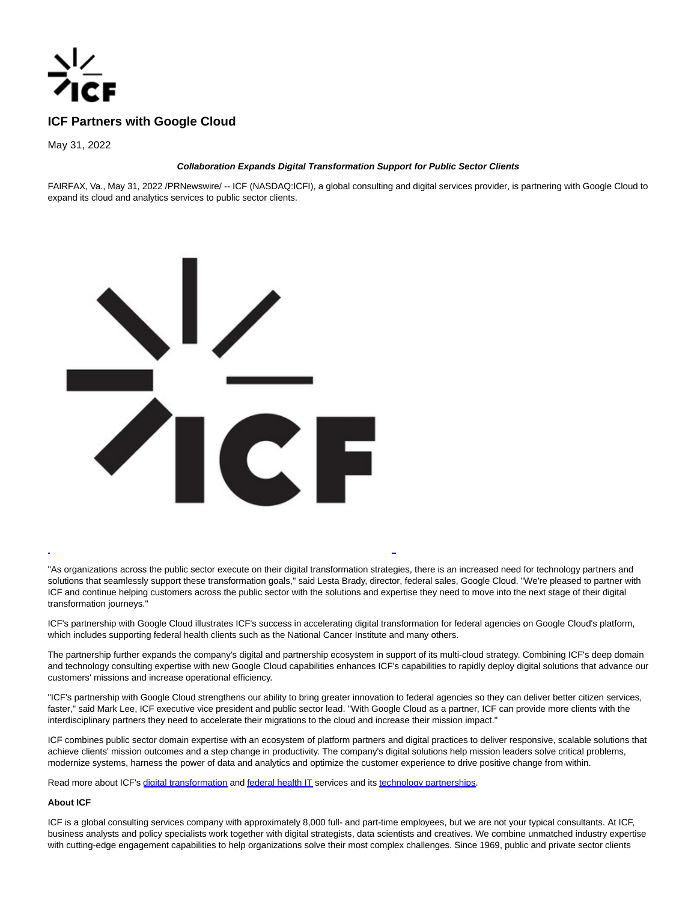# ICF Partners with Google Cloud

May 31, 2022

***Collaboration Expands Digital Transformation Support for Public Sector Clients***

FAIRFAX, Va., May 31, 2022 /PRNewswire/ -- ICF (NASDAQ:ICFI), a global consulting and digital services provider, is partnering with Google Cloud to expand its cloud and analytics services to public sector clients.

"As organizations across the public sector execute on their digital transformation strategies, there is an increased need for technology partners and solutions that seamlessly support these transformation goals," said Lesta Brady, director, federal sales, Google Cloud. "We're pleased to partner with ICF and continue helping customers across the public sector with the solutions and expertise they need to move into the next stage of their digital transformation journeys."

ICF's partnership with Google Cloud illustrates ICF's success in accelerating digital transformation for federal agencies on Google Cloud's platform, which includes supporting federal health clients such as the National Cancer Institute and many others.

The partnership further expands the company's digital and partnership ecosystem in support of its multi-cloud strategy. Combining ICF's deep domain and technology consulting expertise with new Google Cloud capabilities enhances ICF's capabilities to rapidly deploy digital solutions that advance our customers' missions and increase operational efficiency.

"ICF's partnership with Google Cloud strengthens our ability to bring greater innovation to federal agencies so they can deliver better citizen services, faster," said Mark Lee, ICF executive vice president and public sector lead. "With Google Cloud as a partner, ICF can provide more clients with the interdisciplinary partners they need to accelerate their migrations to the cloud and increase their mission impact."

ICF combines public sector domain expertise with an ecosystem of platform partners and digital practices to deliver responsive, scalable solutions that achieve clients' mission outcomes and a step change in productivity. The company's digital solutions help mission leaders solve critical problems, modernize systems, harness the power of data and analytics and optimize the customer experience to drive positive change from within.

Read more about ICF's digital transformation and federal health IT services and its technology partnerships.

**About ICF**

ICF is a global consulting services company with approximately 8,000 full- and part-time employees, but we are not your typical consultants. At ICF, business analysts and policy specialists work together with digital strategists, data scientists and creatives. We combine unmatched industry expertise with cutting-edge engagement capabilities to help organizations solve their most complex challenges. Since 1969, public and private sector clients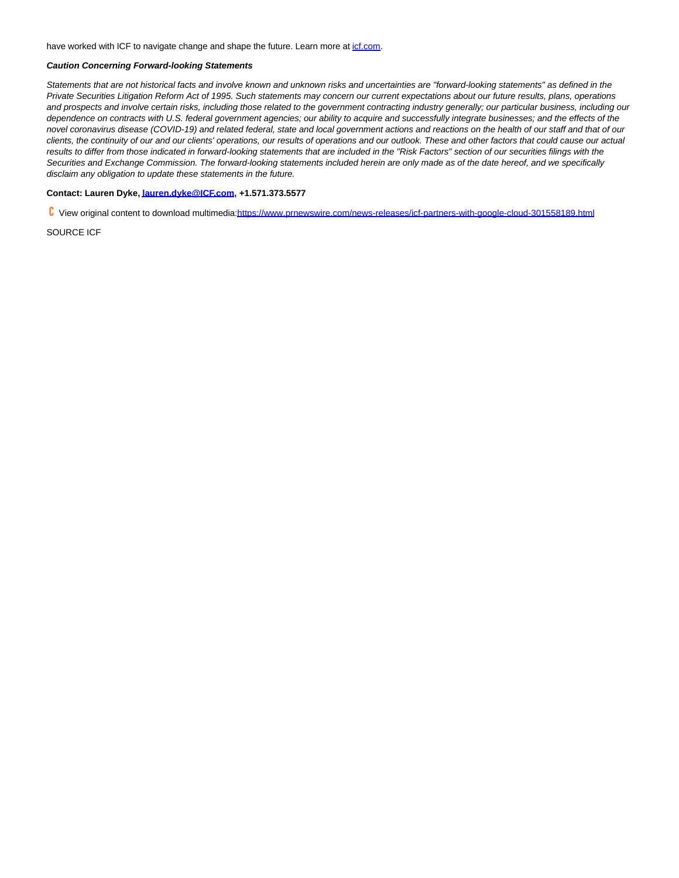have worked with ICF to navigate change and shape the future. Learn more at icf.com.

***Caution Concerning Forward-looking Statements***

*Statements that are not historical facts and involve known and unknown risks and uncertainties are "forward-looking statements" as defined in the Private Securities Litigation Reform Act of 1995. Such statements may concern our current expectations about our future results, plans, operations and prospects and involve certain risks, including those related to the government contracting industry generally; our particular business, including our dependence on contracts with U.S. federal government agencies; our ability to acquire and successfully integrate businesses; and the effects of the novel coronavirus disease (COVID-19) and related federal, state and local government actions and reactions on the health of our staff and that of our clients, the continuity of our and our clients' operations, our results of operations and our outlook. These and other factors that could cause our actual results to differ from those indicated in forward-looking statements that are included in the "Risk Factors" section of our securities filings with the Securities and Exchange Commission. The forward-looking statements included herein are only made as of the date hereof, and we specifically disclaim any obligation to update these statements in the future.*

**Contact: Lauren Dyke, lauren.dyke@ICF.com, +1.571.373.5577**

View original content to download multimedia:https://www.prnewswire.com/news-releases/icf-partners-with-google-cloud-301558189.html

SOURCE ICF